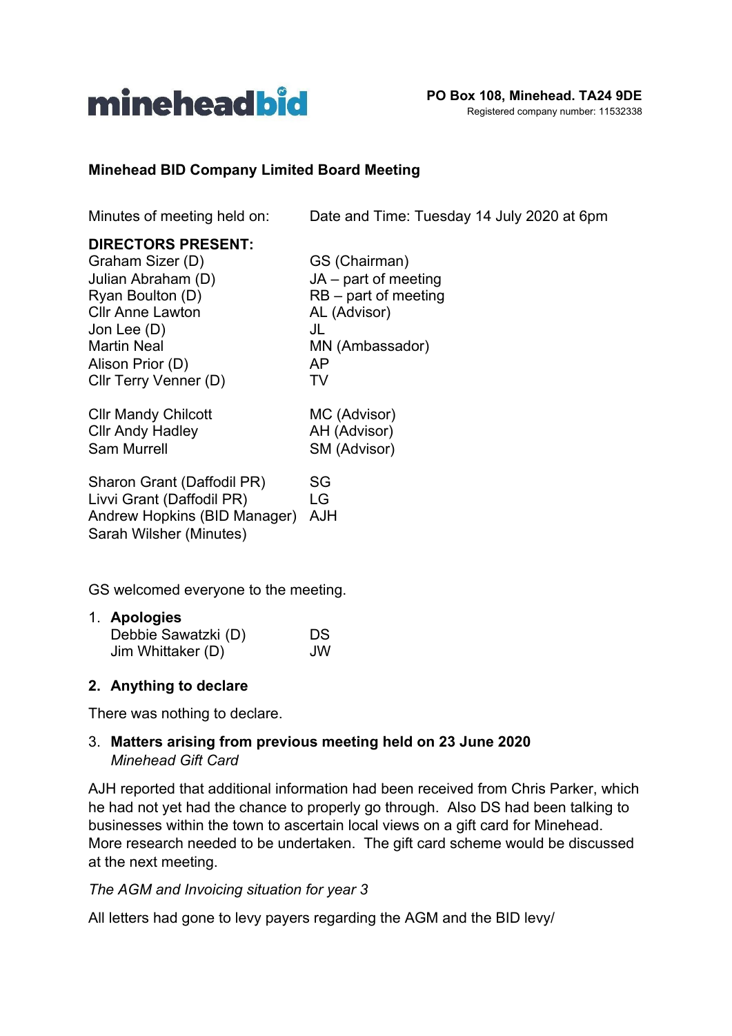minehead**bid**

**PO Box 108, Minehead. TA24 9DE**
Registered company number: 11532338

## Minehead BID Company Limited Board Meeting

Minutes of meeting held on: Date and Time: Tuesday 14 July 2020 at 6pm

**DIRECTORS PRESENT:**

| | |
|---|---|
| Graham Sizer (D) | GS (Chairman) |
| Julian Abraham (D) | JA – part of meeting |
| Ryan Boulton (D) | RB – part of meeting |
| Cllr Anne Lawton | AL (Advisor) |
| Jon Lee (D) | JL |
| Martin Neal | MN (Ambassador) |
| Alison Prior (D) | AP |
| Cllr Terry Venner (D) | TV |
| | |
| Cllr Mandy Chilcott | MC (Advisor) |
| Cllr Andy Hadley | AH (Advisor) |
| Sam Murrell | SM (Advisor) |
| | |
| Sharon Grant (Daffodil PR) | SG |
| Livvi Grant (Daffodil PR) | LG |
| Andrew Hopkins (BID Manager) | AJH |
| Sarah Wilsher (Minutes) | |

GS welcomed everyone to the meeting.

1. **Apologies**

| | |
|---|---|
| Debbie Sawatzki (D) | DS |
| Jim Whittaker (D) | JW |

2. **Anything to declare**

There was nothing to declare.

3. **Matters arising from previous meeting held on 23 June 2020**

*Minehead Gift Card*

AJH reported that additional information had been received from Chris Parker, which he had not yet had the chance to properly go through. Also DS had been talking to businesses within the town to ascertain local views on a gift card for Minehead. More research needed to be undertaken. The gift card scheme would be discussed at the next meeting.

*The AGM and Invoicing situation for year 3*

All letters had gone to levy payers regarding the AGM and the BID levy/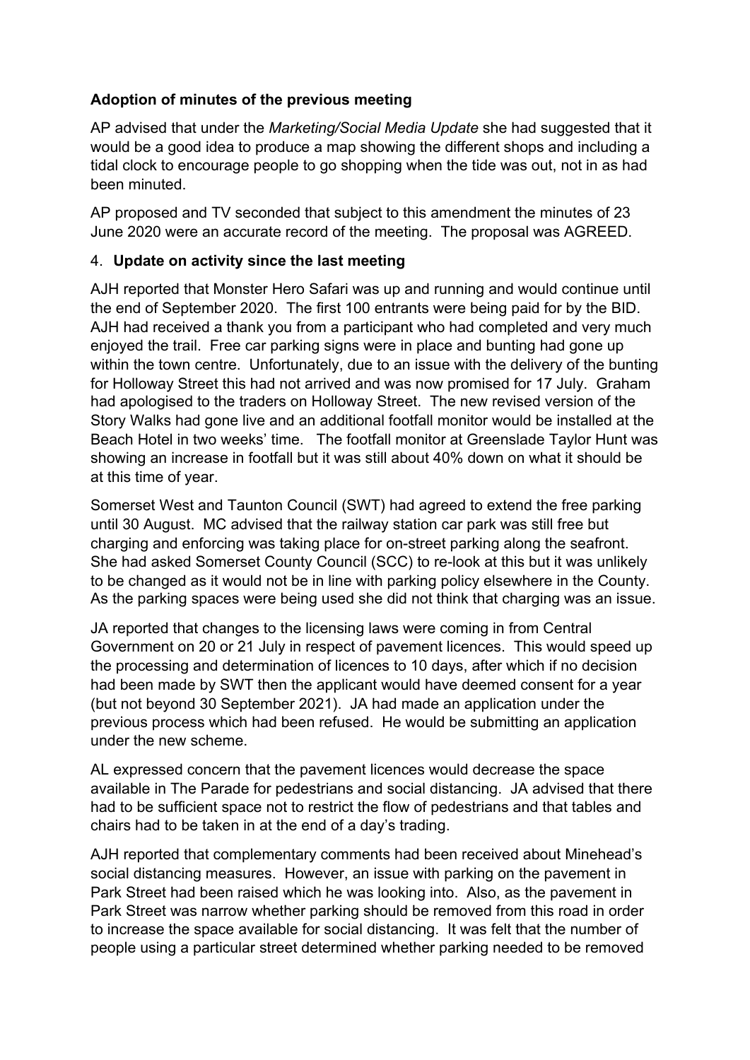**Adoption of minutes of the previous meeting**

AP advised that under the *Marketing/Social Media Update* she had suggested that it would be a good idea to produce a map showing the different shops and including a tidal clock to encourage people to go shopping when the tide was out, not in as had been minuted.

AP proposed and TV seconded that subject to this amendment the minutes of 23 June 2020 were an accurate record of the meeting. The proposal was AGREED.

4. **Update on activity since the last meeting**

AJH reported that Monster Hero Safari was up and running and would continue until the end of September 2020. The first 100 entrants were being paid for by the BID. AJH had received a thank you from a participant who had completed and very much enjoyed the trail. Free car parking signs were in place and bunting had gone up within the town centre. Unfortunately, due to an issue with the delivery of the bunting for Holloway Street this had not arrived and was now promised for 17 July. Graham had apologised to the traders on Holloway Street. The new revised version of the Story Walks had gone live and an additional footfall monitor would be installed at the Beach Hotel in two weeks' time. The footfall monitor at Greenslade Taylor Hunt was showing an increase in footfall but it was still about 40% down on what it should be at this time of year.

Somerset West and Taunton Council (SWT) had agreed to extend the free parking until 30 August. MC advised that the railway station car park was still free but charging and enforcing was taking place for on-street parking along the seafront. She had asked Somerset County Council (SCC) to re-look at this but it was unlikely to be changed as it would not be in line with parking policy elsewhere in the County. As the parking spaces were being used she did not think that charging was an issue.

JA reported that changes to the licensing laws were coming in from Central Government on 20 or 21 July in respect of pavement licences. This would speed up the processing and determination of licences to 10 days, after which if no decision had been made by SWT then the applicant would have deemed consent for a year (but not beyond 30 September 2021). JA had made an application under the previous process which had been refused. He would be submitting an application under the new scheme.

AL expressed concern that the pavement licences would decrease the space available in The Parade for pedestrians and social distancing. JA advised that there had to be sufficient space not to restrict the flow of pedestrians and that tables and chairs had to be taken in at the end of a day's trading.

AJH reported that complementary comments had been received about Minehead's social distancing measures. However, an issue with parking on the pavement in Park Street had been raised which he was looking into. Also, as the pavement in Park Street was narrow whether parking should be removed from this road in order to increase the space available for social distancing. It was felt that the number of people using a particular street determined whether parking needed to be removed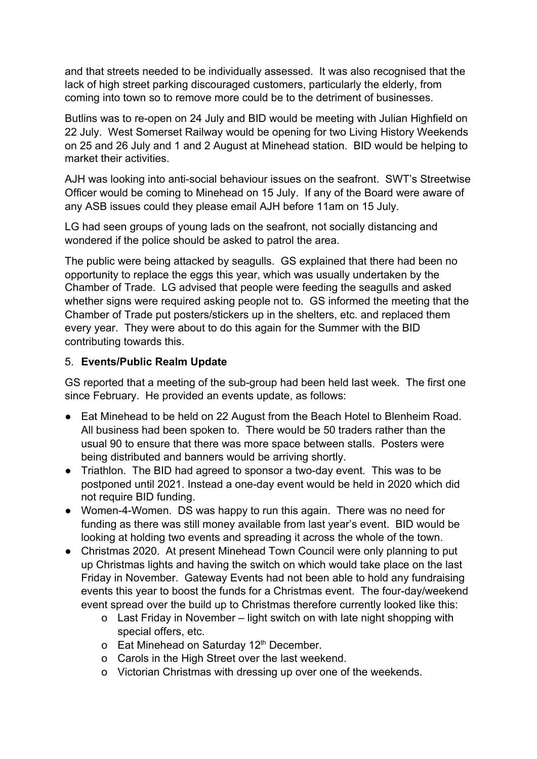and that streets needed to be individually assessed. It was also recognised that the lack of high street parking discouraged customers, particularly the elderly, from coming into town so to remove more could be to the detriment of businesses.

Butlins was to re-open on 24 July and BID would be meeting with Julian Highfield on 22 July. West Somerset Railway would be opening for two Living History Weekends on 25 and 26 July and 1 and 2 August at Minehead station. BID would be helping to market their activities.

AJH was looking into anti-social behaviour issues on the seafront. SWT's Streetwise Officer would be coming to Minehead on 15 July. If any of the Board were aware of any ASB issues could they please email AJH before 11am on 15 July.

LG had seen groups of young lads on the seafront, not socially distancing and wondered if the police should be asked to patrol the area.

The public were being attacked by seagulls. GS explained that there had been no opportunity to replace the eggs this year, which was usually undertaken by the Chamber of Trade. LG advised that people were feeding the seagulls and asked whether signs were required asking people not to. GS informed the meeting that the Chamber of Trade put posters/stickers up in the shelters, etc. and replaced them every year. They were about to do this again for the Summer with the BID contributing towards this.

5. **Events/Public Realm Update**

GS reported that a meeting of the sub-group had been held last week. The first one since February. He provided an events update, as follows:

- Eat Minehead to be held on 22 August from the Beach Hotel to Blenheim Road. All business had been spoken to. There would be 50 traders rather than the usual 90 to ensure that there was more space between stalls. Posters were being distributed and banners would be arriving shortly.
- Triathlon. The BID had agreed to sponsor a two-day event. This was to be postponed until 2021. Instead a one-day event would be held in 2020 which did not require BID funding.
- Women-4-Women. DS was happy to run this again. There was no need for funding as there was still money available from last year's event. BID would be looking at holding two events and spreading it across the whole of the town.
- Christmas 2020. At present Minehead Town Council were only planning to put up Christmas lights and having the switch on which would take place on the last Friday in November. Gateway Events had not been able to hold any fundraising events this year to boost the funds for a Christmas event. The four-day/weekend event spread over the build up to Christmas therefore currently looked like this:
    - Last Friday in November – light switch on with late night shopping with special offers, etc.
    - Eat Minehead on Saturday 12th December.
    - Carols in the High Street over the last weekend.
    - Victorian Christmas with dressing up over one of the weekends.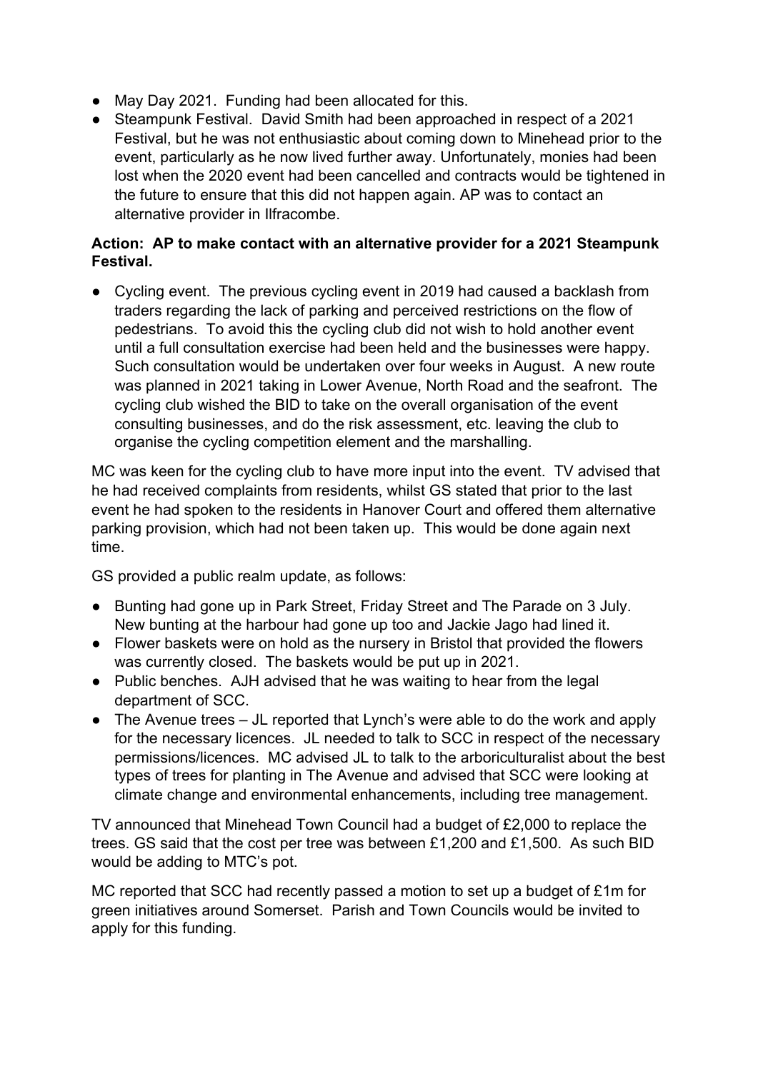- May Day 2021. Funding had been allocated for this.
- Steampunk Festival. David Smith had been approached in respect of a 2021 Festival, but he was not enthusiastic about coming down to Minehead prior to the event, particularly as he now lived further away. Unfortunately, monies had been lost when the 2020 event had been cancelled and contracts would be tightened in the future to ensure that this did not happen again. AP was to contact an alternative provider in Ilfracombe.

**Action: AP to make contact with an alternative provider for a 2021 Steampunk Festival.**

- Cycling event. The previous cycling event in 2019 had caused a backlash from traders regarding the lack of parking and perceived restrictions on the flow of pedestrians. To avoid this the cycling club did not wish to hold another event until a full consultation exercise had been held and the businesses were happy. Such consultation would be undertaken over four weeks in August. A new route was planned in 2021 taking in Lower Avenue, North Road and the seafront. The cycling club wished the BID to take on the overall organisation of the event consulting businesses, and do the risk assessment, etc. leaving the club to organise the cycling competition element and the marshalling.

MC was keen for the cycling club to have more input into the event. TV advised that he had received complaints from residents, whilst GS stated that prior to the last event he had spoken to the residents in Hanover Court and offered them alternative parking provision, which had not been taken up. This would be done again next time.

GS provided a public realm update, as follows:

- Bunting had gone up in Park Street, Friday Street and The Parade on 3 July. New bunting at the harbour had gone up too and Jackie Jago had lined it.
- Flower baskets were on hold as the nursery in Bristol that provided the flowers was currently closed. The baskets would be put up in 2021.
- Public benches. AJH advised that he was waiting to hear from the legal department of SCC.
- The Avenue trees – JL reported that Lynch's were able to do the work and apply for the necessary licences. JL needed to talk to SCC in respect of the necessary permissions/licences. MC advised JL to talk to the arboriculturalist about the best types of trees for planting in The Avenue and advised that SCC were looking at climate change and environmental enhancements, including tree management.

TV announced that Minehead Town Council had a budget of £2,000 to replace the trees. GS said that the cost per tree was between £1,200 and £1,500. As such BID would be adding to MTC's pot.

MC reported that SCC had recently passed a motion to set up a budget of £1m for green initiatives around Somerset. Parish and Town Councils would be invited to apply for this funding.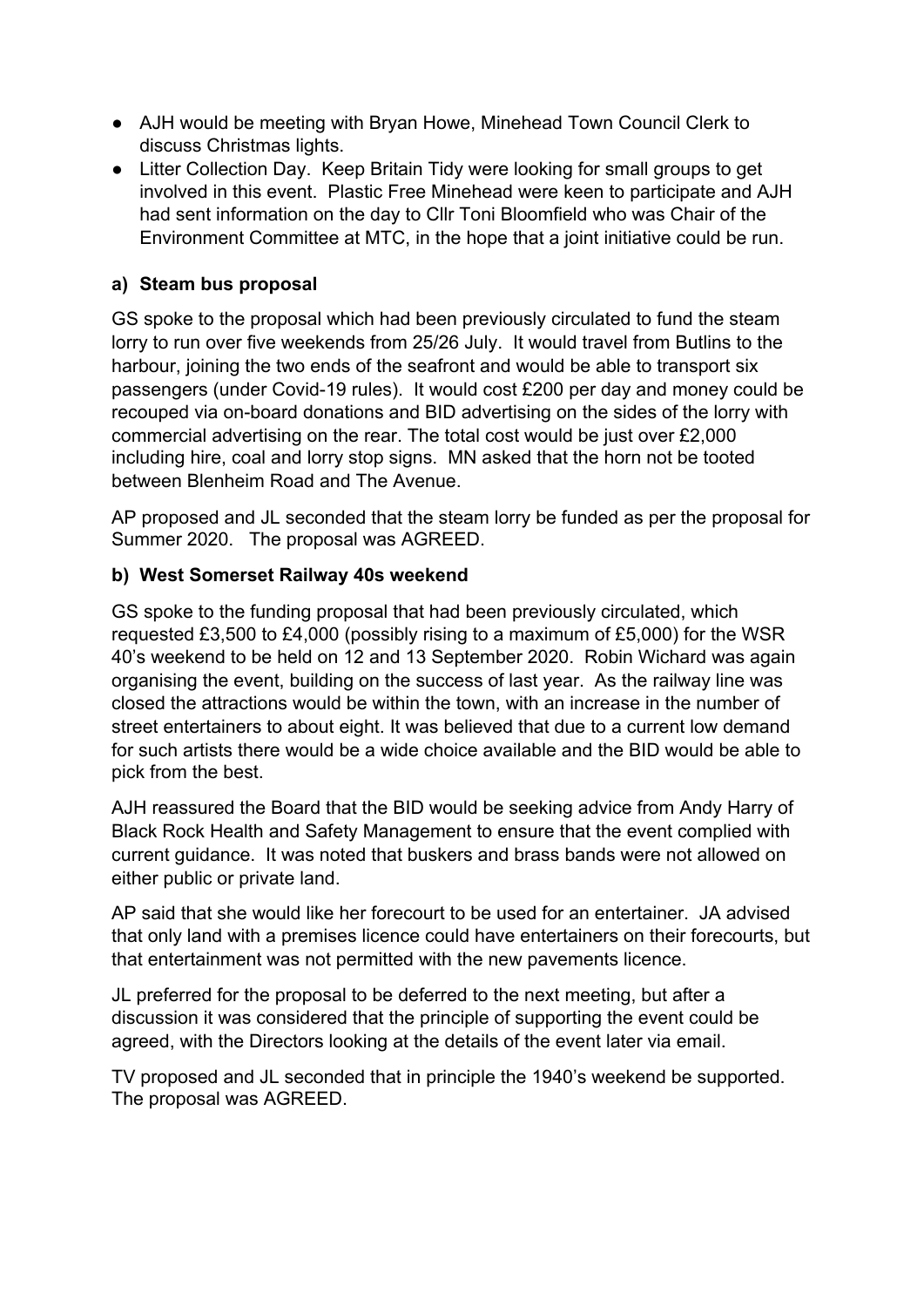- AJH would be meeting with Bryan Howe, Minehead Town Council Clerk to discuss Christmas lights.
- Litter Collection Day. Keep Britain Tidy were looking for small groups to get involved in this event. Plastic Free Minehead were keen to participate and AJH had sent information on the day to Cllr Toni Bloomfield who was Chair of the Environment Committee at MTC, in the hope that a joint initiative could be run.

**a) Steam bus proposal**

GS spoke to the proposal which had been previously circulated to fund the steam lorry to run over five weekends from 25/26 July. It would travel from Butlins to the harbour, joining the two ends of the seafront and would be able to transport six passengers (under Covid-19 rules). It would cost £200 per day and money could be recouped via on-board donations and BID advertising on the sides of the lorry with commercial advertising on the rear. The total cost would be just over £2,000 including hire, coal and lorry stop signs. MN asked that the horn not be tooted between Blenheim Road and The Avenue.

AP proposed and JL seconded that the steam lorry be funded as per the proposal for Summer 2020. The proposal was AGREED.

**b) West Somerset Railway 40s weekend**

GS spoke to the funding proposal that had been previously circulated, which requested £3,500 to £4,000 (possibly rising to a maximum of £5,000) for the WSR 40's weekend to be held on 12 and 13 September 2020. Robin Wichard was again organising the event, building on the success of last year. As the railway line was closed the attractions would be within the town, with an increase in the number of street entertainers to about eight. It was believed that due to a current low demand for such artists there would be a wide choice available and the BID would be able to pick from the best.

AJH reassured the Board that the BID would be seeking advice from Andy Harry of Black Rock Health and Safety Management to ensure that the event complied with current guidance. It was noted that buskers and brass bands were not allowed on either public or private land.

AP said that she would like her forecourt to be used for an entertainer. JA advised that only land with a premises licence could have entertainers on their forecourts, but that entertainment was not permitted with the new pavements licence.

JL preferred for the proposal to be deferred to the next meeting, but after a discussion it was considered that the principle of supporting the event could be agreed, with the Directors looking at the details of the event later via email.

TV proposed and JL seconded that in principle the 1940's weekend be supported. The proposal was AGREED.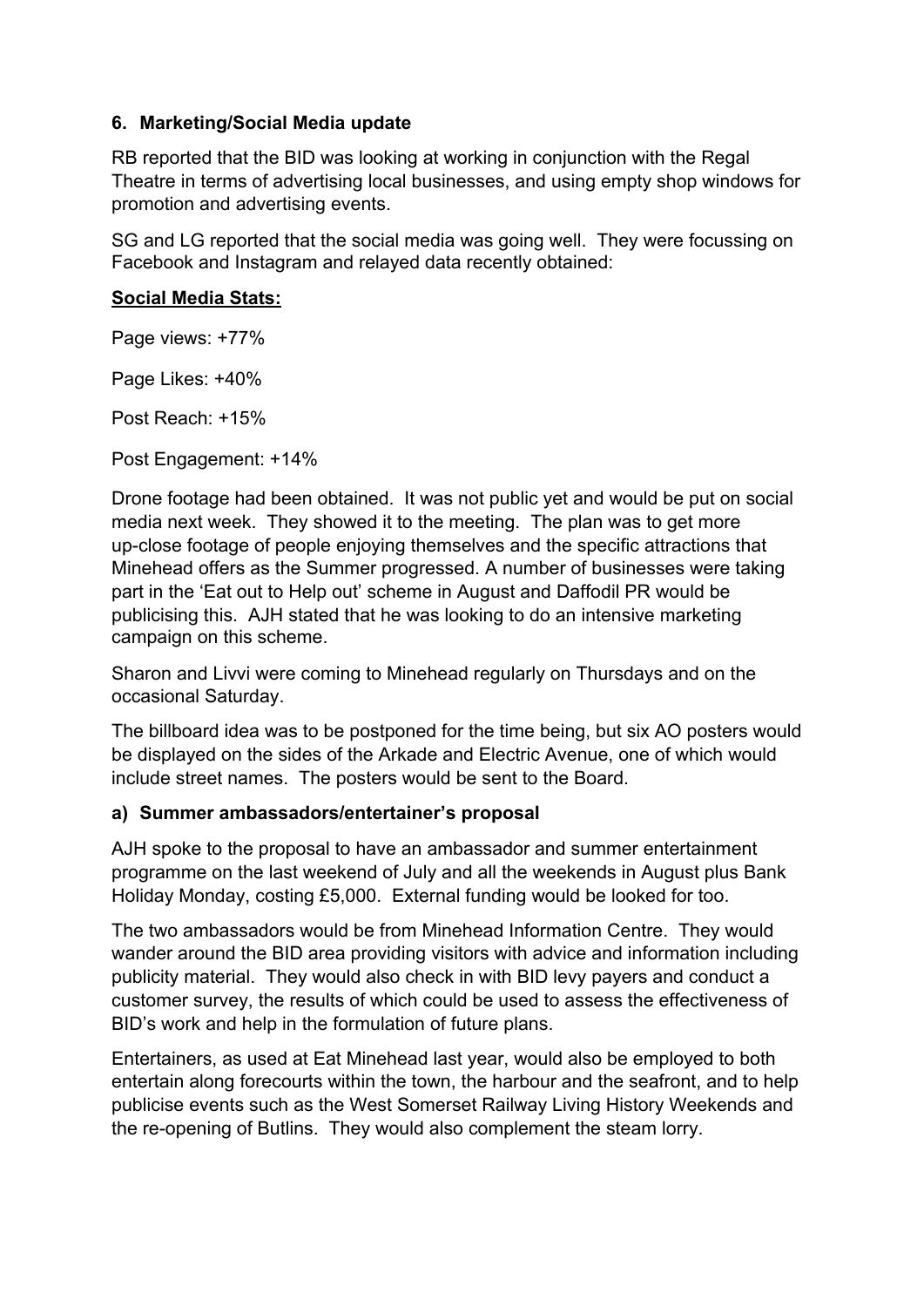### 6. Marketing/Social Media update

RB reported that the BID was looking at working in conjunction with the Regal Theatre in terms of advertising local businesses, and using empty shop windows for promotion and advertising events.

SG and LG reported that the social media was going well. They were focussing on Facebook and Instagram and relayed data recently obtained:

**Social Media Stats:**

Page views: +77%

Page Likes: +40%

Post Reach: +15%

Post Engagement: +14%

Drone footage had been obtained. It was not public yet and would be put on social media next week. They showed it to the meeting. The plan was to get more up-close footage of people enjoying themselves and the specific attractions that Minehead offers as the Summer progressed. A number of businesses were taking part in the 'Eat out to Help out' scheme in August and Daffodil PR would be publicising this. AJH stated that he was looking to do an intensive marketing campaign on this scheme.

Sharon and Livvi were coming to Minehead regularly on Thursdays and on the occasional Saturday.

The billboard idea was to be postponed for the time being, but six AO posters would be displayed on the sides of the Arkade and Electric Avenue, one of which would include street names. The posters would be sent to the Board.

#### a) Summer ambassadors/entertainer's proposal

AJH spoke to the proposal to have an ambassador and summer entertainment programme on the last weekend of July and all the weekends in August plus Bank Holiday Monday, costing £5,000. External funding would be looked for too.

The two ambassadors would be from Minehead Information Centre. They would wander around the BID area providing visitors with advice and information including publicity material. They would also check in with BID levy payers and conduct a customer survey, the results of which could be used to assess the effectiveness of BID's work and help in the formulation of future plans.

Entertainers, as used at Eat Minehead last year, would also be employed to both entertain along forecourts within the town, the harbour and the seafront, and to help publicise events such as the West Somerset Railway Living History Weekends and the re-opening of Butlins. They would also complement the steam lorry.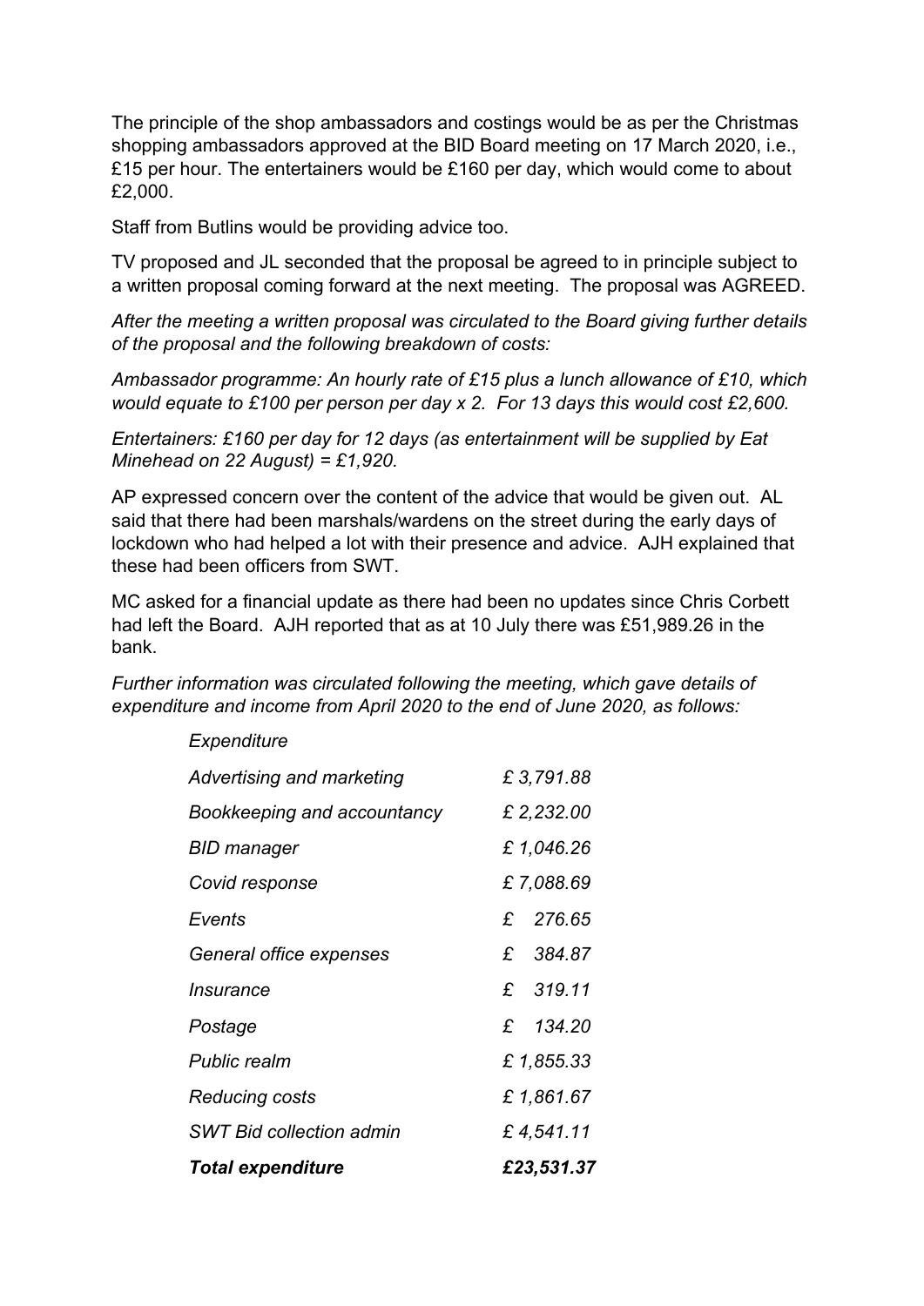The principle of the shop ambassadors and costings would be as per the Christmas shopping ambassadors approved at the BID Board meeting on 17 March 2020, i.e., £15 per hour. The entertainers would be £160 per day, which would come to about £2,000.

Staff from Butlins would be providing advice too.

TV proposed and JL seconded that the proposal be agreed to in principle subject to a written proposal coming forward at the next meeting. The proposal was AGREED.

*After the meeting a written proposal was circulated to the Board giving further details of the proposal and the following breakdown of costs:*

*Ambassador programme: An hourly rate of £15 plus a lunch allowance of £10, which would equate to £100 per person per day x 2. For 13 days this would cost £2,600.*

*Entertainers: £160 per day for 12 days (as entertainment will be supplied by Eat Minehead on 22 August) = £1,920.*

AP expressed concern over the content of the advice that would be given out. AL said that there had been marshals/wardens on the street during the early days of lockdown who had helped a lot with their presence and advice. AJH explained that these had been officers from SWT.

MC asked for a financial update as there had been no updates since Chris Corbett had left the Board. AJH reported that as at 10 July there was £51,989.26 in the bank.

*Further information was circulated following the meeting, which gave details of expenditure and income from April 2020 to the end of June 2020, as follows:*

| *Expenditure* | |
|---|---|
| *Advertising and marketing* | *£ 3,791.88* |
| *Bookkeeping and accountancy* | *£ 2,232.00* |
| *BID manager* | *£ 1,046.26* |
| *Covid response* | *£ 7,088.69* |
| *Events* | *£ 276.65* |
| *General office expenses* | *£ 384.87* |
| *Insurance* | *£ 319.11* |
| *Postage* | *£ 134.20* |
| *Public realm* | *£ 1,855.33* |
| *Reducing costs* | *£ 1,861.67* |
| *SWT Bid collection admin* | *£ 4,541.11* |
| ***Total expenditure*** | ***£23,531.37*** |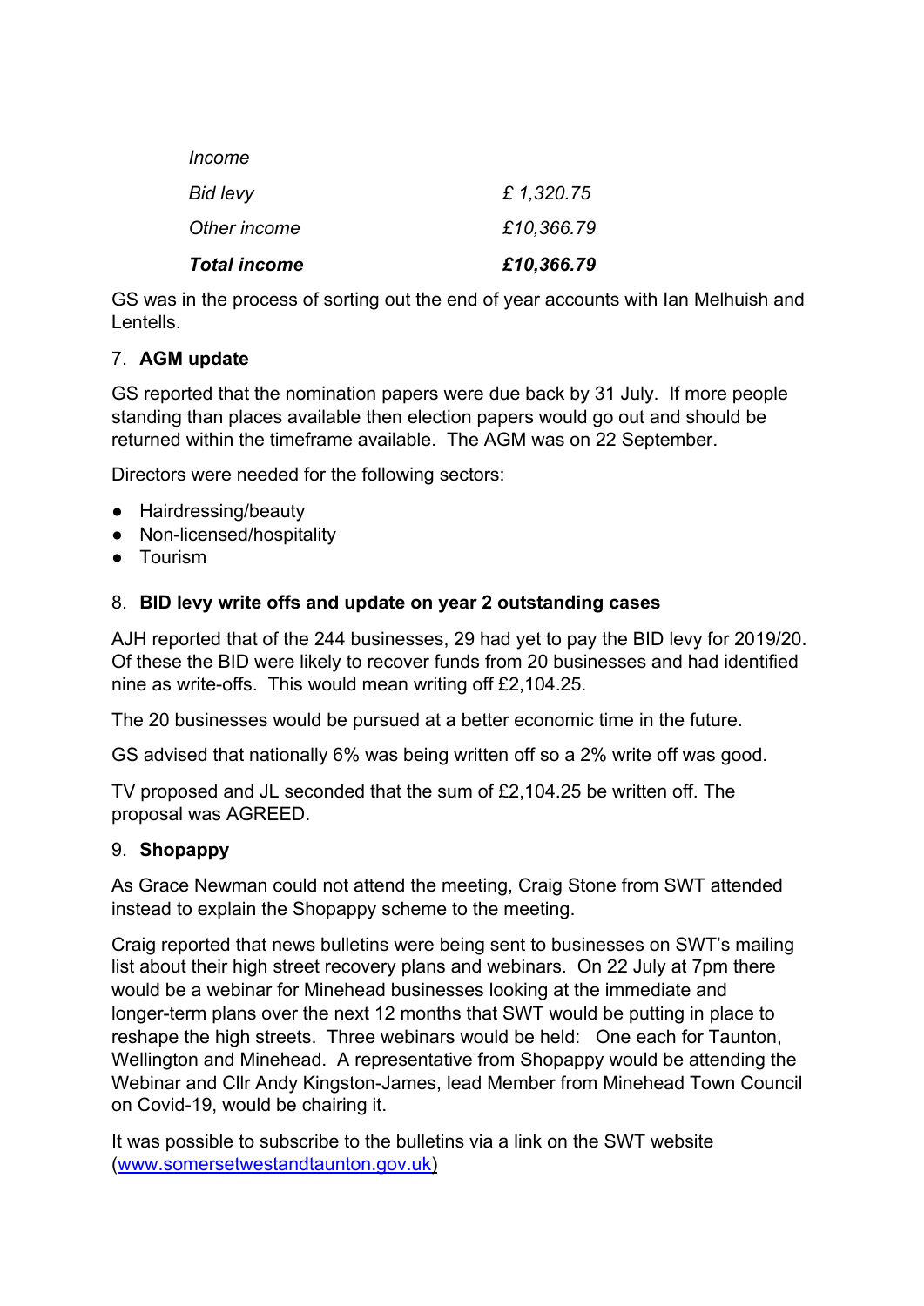| *Income* | |
|---|---|
| *Bid levy* | *£ 1,320.75* |
| *Other income* | *£10,366.79* |
| ***Total income*** | ***£10,366.79*** |

GS was in the process of sorting out the end of year accounts with Ian Melhuish and Lentells.

7. **AGM update**

GS reported that the nomination papers were due back by 31 July. If more people standing than places available then election papers would go out and should be returned within the timeframe available. The AGM was on 22 September.

Directors were needed for the following sectors:

- Hairdressing/beauty
- Non-licensed/hospitality
- Tourism

8. **BID levy write offs and update on year 2 outstanding cases**

AJH reported that of the 244 businesses, 29 had yet to pay the BID levy for 2019/20. Of these the BID were likely to recover funds from 20 businesses and had identified nine as write-offs. This would mean writing off £2,104.25.

The 20 businesses would be pursued at a better economic time in the future.

GS advised that nationally 6% was being written off so a 2% write off was good.

TV proposed and JL seconded that the sum of £2,104.25 be written off. The proposal was AGREED.

9. **Shopappy**

As Grace Newman could not attend the meeting, Craig Stone from SWT attended instead to explain the Shopappy scheme to the meeting.

Craig reported that news bulletins were being sent to businesses on SWT's mailing list about their high street recovery plans and webinars. On 22 July at 7pm there would be a webinar for Minehead businesses looking at the immediate and longer-term plans over the next 12 months that SWT would be putting in place to reshape the high streets. Three webinars would be held: One each for Taunton, Wellington and Minehead. A representative from Shopappy would be attending the Webinar and Cllr Andy Kingston-James, lead Member from Minehead Town Council on Covid-19, would be chairing it.

It was possible to subscribe to the bulletins via a link on the SWT website ([www.somersetwestandtaunton.gov.uk](http://www.somersetwestandtaunton.gov.uk))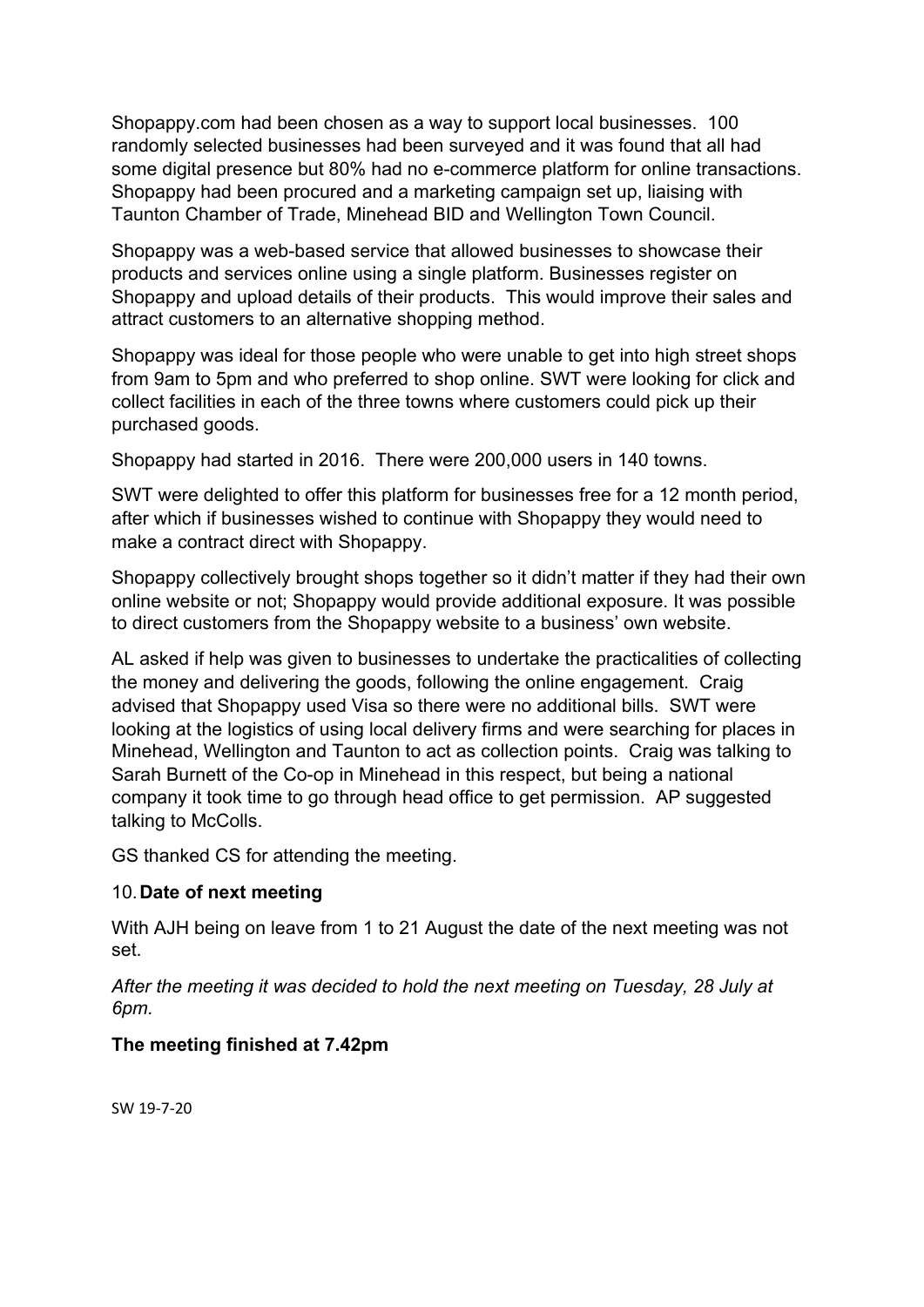Shopappy.com had been chosen as a way to support local businesses. 100 randomly selected businesses had been surveyed and it was found that all had some digital presence but 80% had no e-commerce platform for online transactions. Shopappy had been procured and a marketing campaign set up, liaising with Taunton Chamber of Trade, Minehead BID and Wellington Town Council.

Shopappy was a web-based service that allowed businesses to showcase their products and services online using a single platform. Businesses register on Shopappy and upload details of their products. This would improve their sales and attract customers to an alternative shopping method.

Shopappy was ideal for those people who were unable to get into high street shops from 9am to 5pm and who preferred to shop online. SWT were looking for click and collect facilities in each of the three towns where customers could pick up their purchased goods.

Shopappy had started in 2016. There were 200,000 users in 140 towns.

SWT were delighted to offer this platform for businesses free for a 12 month period, after which if businesses wished to continue with Shopappy they would need to make a contract direct with Shopappy.

Shopappy collectively brought shops together so it didn't matter if they had their own online website or not; Shopappy would provide additional exposure. It was possible to direct customers from the Shopappy website to a business' own website.

AL asked if help was given to businesses to undertake the practicalities of collecting the money and delivering the goods, following the online engagement. Craig advised that Shopappy used Visa so there were no additional bills. SWT were looking at the logistics of using local delivery firms and were searching for places in Minehead, Wellington and Taunton to act as collection points. Craig was talking to Sarah Burnett of the Co-op in Minehead in this respect, but being a national company it took time to go through head office to get permission. AP suggested talking to McColls.

GS thanked CS for attending the meeting.

10. **Date of next meeting**

With AJH being on leave from 1 to 21 August the date of the next meeting was not set.

*After the meeting it was decided to hold the next meeting on Tuesday, 28 July at 6pm.*

**The meeting finished at 7.42pm**

SW 19-7-20